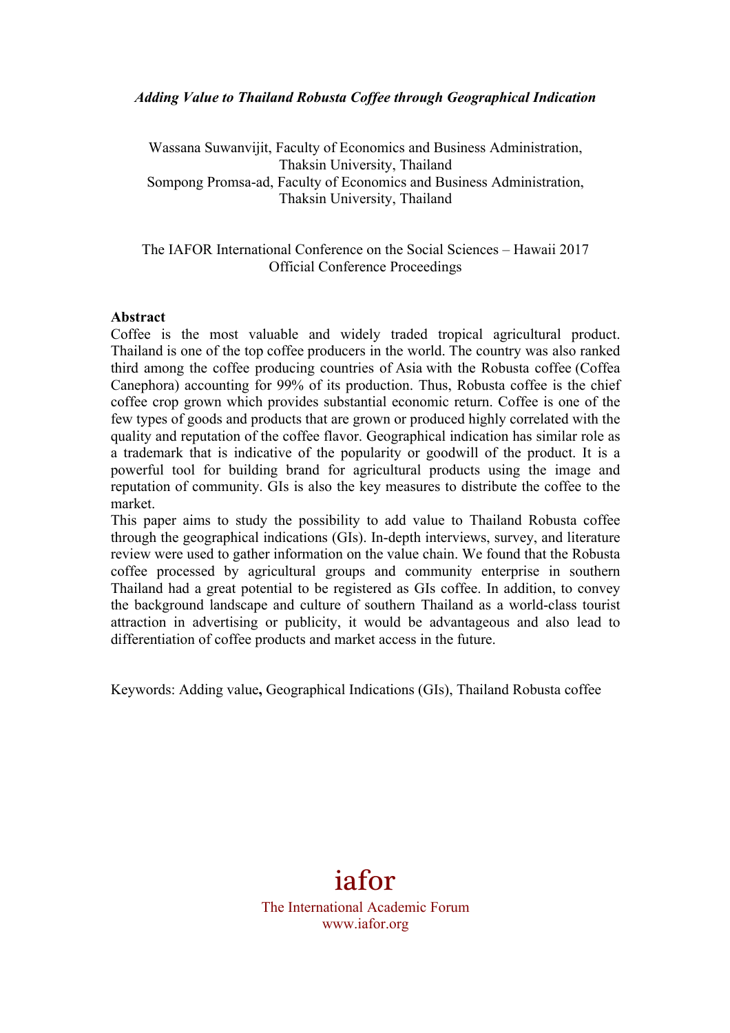*Adding Value to Thailand Robusta Coffee through Geographical Indication*

Wassana Suwanvijit, Faculty of Economics and Business Administration, Thaksin University, Thailand
Sompong Promsa-ad, Faculty of Economics and Business Administration, Thaksin University, Thailand

The IAFOR International Conference on the Social Sciences – Hawaii 2017
Official Conference Proceedings

**Abstract**

Coffee is the most valuable and widely traded tropical agricultural product. Thailand is one of the top coffee producers in the world. The country was also ranked third among the coffee producing countries of Asia with the Robusta coffee (Coffea Canephora) accounting for 99% of its production. Thus, Robusta coffee is the chief coffee crop grown which provides substantial economic return. Coffee is one of the few types of goods and products that are grown or produced highly correlated with the quality and reputation of the coffee flavor. Geographical indication has similar role as a trademark that is indicative of the popularity or goodwill of the product. It is a powerful tool for building brand for agricultural products using the image and reputation of community. GIs is also the key measures to distribute the coffee to the market.

This paper aims to study the possibility to add value to Thailand Robusta coffee through the geographical indications (GIs). In-depth interviews, survey, and literature review were used to gather information on the value chain. We found that the Robusta coffee processed by agricultural groups and community enterprise in southern Thailand had a great potential to be registered as GIs coffee. In addition, to convey the background landscape and culture of southern Thailand as a world-class tourist attraction in advertising or publicity, it would be advantageous and also lead to differentiation of coffee products and market access in the future.

Keywords: Adding value**,** Geographical Indications (GIs), Thailand Robusta coffee

iafor
The International Academic Forum
www.iafor.org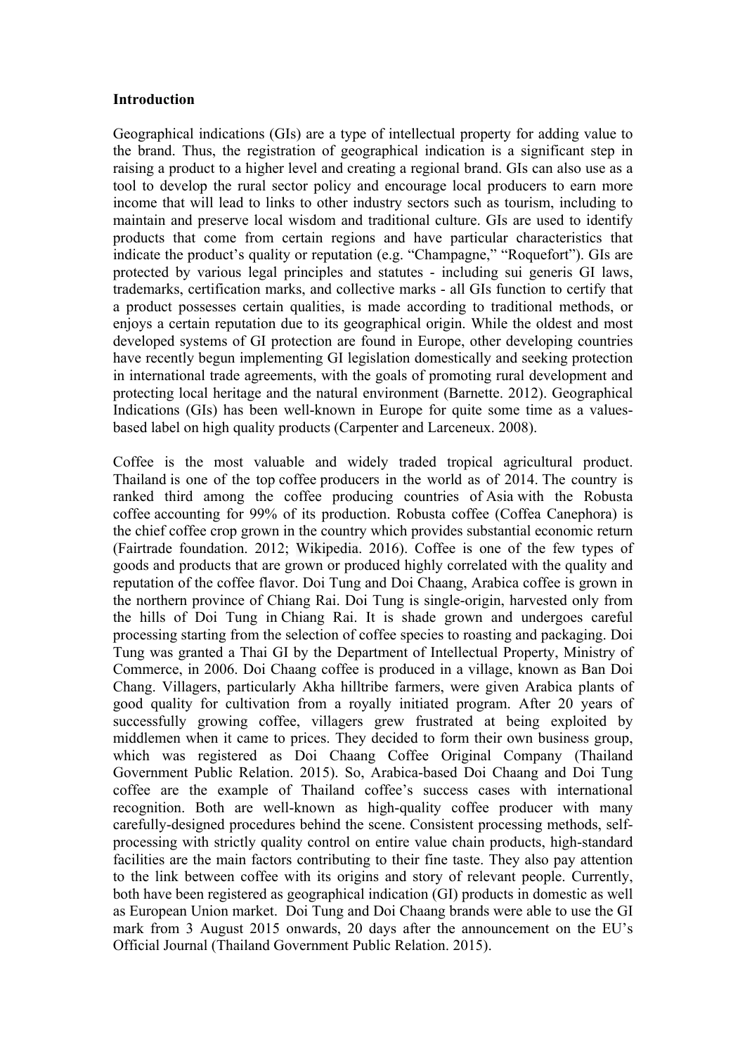**Introduction**

Geographical indications (GIs) are a type of intellectual property for adding value to the brand. Thus, the registration of geographical indication is a significant step in raising a product to a higher level and creating a regional brand. GIs can also use as a tool to develop the rural sector policy and encourage local producers to earn more income that will lead to links to other industry sectors such as tourism, including to maintain and preserve local wisdom and traditional culture. GIs are used to identify products that come from certain regions and have particular characteristics that indicate the product's quality or reputation (e.g. "Champagne," "Roquefort"). GIs are protected by various legal principles and statutes - including sui generis GI laws, trademarks, certification marks, and collective marks - all GIs function to certify that a product possesses certain qualities, is made according to traditional methods, or enjoys a certain reputation due to its geographical origin. While the oldest and most developed systems of GI protection are found in Europe, other developing countries have recently begun implementing GI legislation domestically and seeking protection in international trade agreements, with the goals of promoting rural development and protecting local heritage and the natural environment (Barnette. 2012). Geographical Indications (GIs) has been well-known in Europe for quite some time as a values-based label on high quality products (Carpenter and Larceneux. 2008).

Coffee is the most valuable and widely traded tropical agricultural product. Thailand is one of the top coffee producers in the world as of 2014. The country is ranked third among the coffee producing countries of Asia with the Robusta coffee accounting for 99% of its production. Robusta coffee (Coffea Canephora) is the chief coffee crop grown in the country which provides substantial economic return (Fairtrade foundation. 2012; Wikipedia. 2016). Coffee is one of the few types of goods and products that are grown or produced highly correlated with the quality and reputation of the coffee flavor. Doi Tung and Doi Chaang, Arabica coffee is grown in the northern province of Chiang Rai. Doi Tung is single-origin, harvested only from the hills of Doi Tung in Chiang Rai. It is shade grown and undergoes careful processing starting from the selection of coffee species to roasting and packaging. Doi Tung was granted a Thai GI by the Department of Intellectual Property, Ministry of Commerce, in 2006. Doi Chaang coffee is produced in a village, known as Ban Doi Chang. Villagers, particularly Akha hilltribe farmers, were given Arabica plants of good quality for cultivation from a royally initiated program. After 20 years of successfully growing coffee, villagers grew frustrated at being exploited by middlemen when it came to prices. They decided to form their own business group, which was registered as Doi Chaang Coffee Original Company (Thailand Government Public Relation. 2015). So, Arabica-based Doi Chaang and Doi Tung coffee are the example of Thailand coffee's success cases with international recognition. Both are well-known as high-quality coffee producer with many carefully-designed procedures behind the scene. Consistent processing methods, self-processing with strictly quality control on entire value chain products, high-standard facilities are the main factors contributing to their fine taste. They also pay attention to the link between coffee with its origins and story of relevant people. Currently, both have been registered as geographical indication (GI) products in domestic as well as European Union market. Doi Tung and Doi Chaang brands were able to use the GI mark from 3 August 2015 onwards, 20 days after the announcement on the EU's Official Journal (Thailand Government Public Relation. 2015).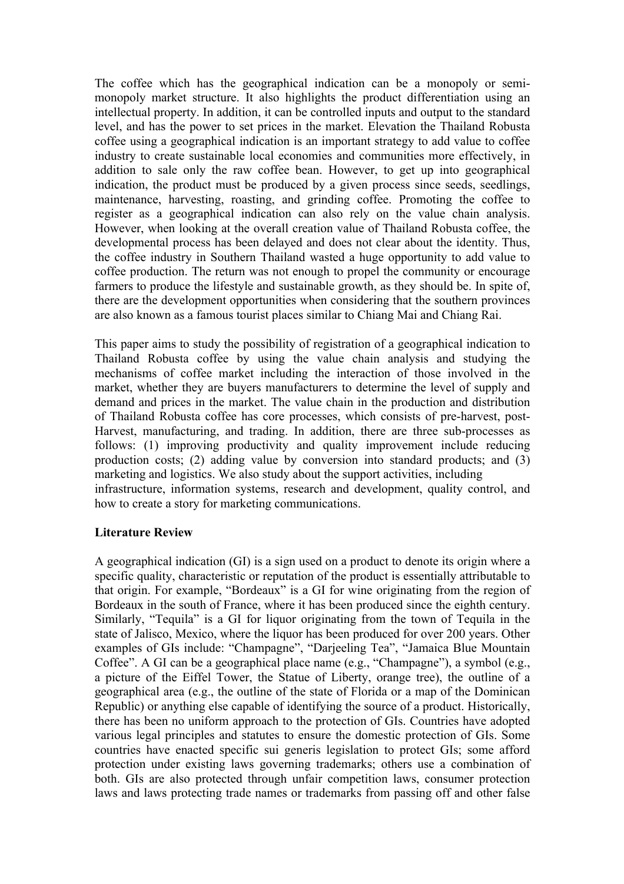The coffee which has the geographical indication can be a monopoly or semi-monopoly market structure. It also highlights the product differentiation using an intellectual property. In addition, it can be controlled inputs and output to the standard level, and has the power to set prices in the market. Elevation the Thailand Robusta coffee using a geographical indication is an important strategy to add value to coffee industry to create sustainable local economies and communities more effectively, in addition to sale only the raw coffee bean. However, to get up into geographical indication, the product must be produced by a given process since seeds, seedlings, maintenance, harvesting, roasting, and grinding coffee. Promoting the coffee to register as a geographical indication can also rely on the value chain analysis. However, when looking at the overall creation value of Thailand Robusta coffee, the developmental process has been delayed and does not clear about the identity. Thus, the coffee industry in Southern Thailand wasted a huge opportunity to add value to coffee production. The return was not enough to propel the community or encourage farmers to produce the lifestyle and sustainable growth, as they should be. In spite of, there are the development opportunities when considering that the southern provinces are also known as a famous tourist places similar to Chiang Mai and Chiang Rai.

This paper aims to study the possibility of registration of a geographical indication to Thailand Robusta coffee by using the value chain analysis and studying the mechanisms of coffee market including the interaction of those involved in the market, whether they are buyers manufacturers to determine the level of supply and demand and prices in the market. The value chain in the production and distribution of Thailand Robusta coffee has core processes, which consists of pre-harvest, post-Harvest, manufacturing, and trading. In addition, there are three sub-processes as follows: (1) improving productivity and quality improvement include reducing production costs; (2) adding value by conversion into standard products; and (3) marketing and logistics. We also study about the support activities, including infrastructure, information systems, research and development, quality control, and how to create a story for marketing communications.

**Literature Review**

A geographical indication (GI) is a sign used on a product to denote its origin where a specific quality, characteristic or reputation of the product is essentially attributable to that origin. For example, "Bordeaux" is a GI for wine originating from the region of Bordeaux in the south of France, where it has been produced since the eighth century. Similarly, "Tequila" is a GI for liquor originating from the town of Tequila in the state of Jalisco, Mexico, where the liquor has been produced for over 200 years. Other examples of GIs include: "Champagne", "Darjeeling Tea", "Jamaica Blue Mountain Coffee". A GI can be a geographical place name (e.g., "Champagne"), a symbol (e.g., a picture of the Eiffel Tower, the Statue of Liberty, orange tree), the outline of a geographical area (e.g., the outline of the state of Florida or a map of the Dominican Republic) or anything else capable of identifying the source of a product. Historically, there has been no uniform approach to the protection of GIs. Countries have adopted various legal principles and statutes to ensure the domestic protection of GIs. Some countries have enacted specific sui generis legislation to protect GIs; some afford protection under existing laws governing trademarks; others use a combination of both. GIs are also protected through unfair competition laws, consumer protection laws and laws protecting trade names or trademarks from passing off and other false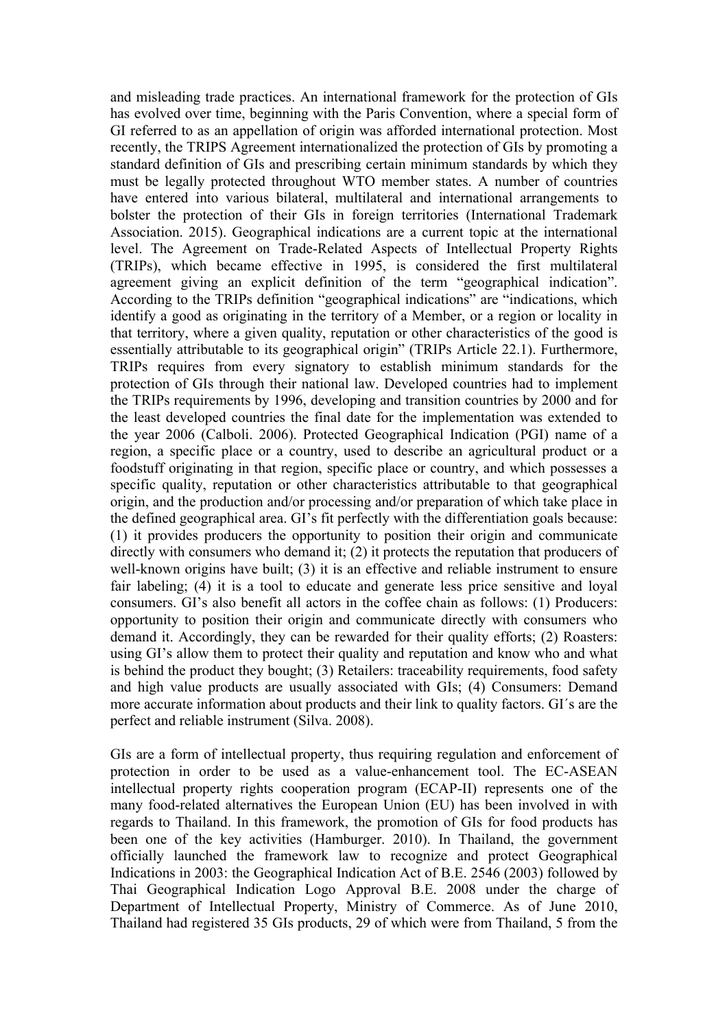and misleading trade practices. An international framework for the protection of GIs has evolved over time, beginning with the Paris Convention, where a special form of GI referred to as an appellation of origin was afforded international protection. Most recently, the TRIPS Agreement internationalized the protection of GIs by promoting a standard definition of GIs and prescribing certain minimum standards by which they must be legally protected throughout WTO member states. A number of countries have entered into various bilateral, multilateral and international arrangements to bolster the protection of their GIs in foreign territories (International Trademark Association. 2015). Geographical indications are a current topic at the international level. The Agreement on Trade-Related Aspects of Intellectual Property Rights (TRIPs), which became effective in 1995, is considered the first multilateral agreement giving an explicit definition of the term "geographical indication". According to the TRIPs definition "geographical indications" are "indications, which identify a good as originating in the territory of a Member, or a region or locality in that territory, where a given quality, reputation or other characteristics of the good is essentially attributable to its geographical origin" (TRIPs Article 22.1). Furthermore, TRIPs requires from every signatory to establish minimum standards for the protection of GIs through their national law. Developed countries had to implement the TRIPs requirements by 1996, developing and transition countries by 2000 and for the least developed countries the final date for the implementation was extended to the year 2006 (Calboli. 2006). Protected Geographical Indication (PGI) name of a region, a specific place or a country, used to describe an agricultural product or a foodstuff originating in that region, specific place or country, and which possesses a specific quality, reputation or other characteristics attributable to that geographical origin, and the production and/or processing and/or preparation of which take place in the defined geographical area. GI's fit perfectly with the differentiation goals because: (1) it provides producers the opportunity to position their origin and communicate directly with consumers who demand it; (2) it protects the reputation that producers of well-known origins have built; (3) it is an effective and reliable instrument to ensure fair labeling; (4) it is a tool to educate and generate less price sensitive and loyal consumers. GI's also benefit all actors in the coffee chain as follows: (1) Producers: opportunity to position their origin and communicate directly with consumers who demand it. Accordingly, they can be rewarded for their quality efforts; (2) Roasters: using GI's allow them to protect their quality and reputation and know who and what is behind the product they bought; (3) Retailers: traceability requirements, food safety and high value products are usually associated with GIs; (4) Consumers: Demand more accurate information about products and their link to quality factors. GI´s are the perfect and reliable instrument (Silva. 2008).

GIs are a form of intellectual property, thus requiring regulation and enforcement of protection in order to be used as a value-enhancement tool. The EC-ASEAN intellectual property rights cooperation program (ECAP-II) represents one of the many food-related alternatives the European Union (EU) has been involved in with regards to Thailand. In this framework, the promotion of GIs for food products has been one of the key activities (Hamburger. 2010). In Thailand, the government officially launched the framework law to recognize and protect Geographical Indications in 2003: the Geographical Indication Act of B.E. 2546 (2003) followed by Thai Geographical Indication Logo Approval B.E. 2008 under the charge of Department of Intellectual Property, Ministry of Commerce. As of June 2010, Thailand had registered 35 GIs products, 29 of which were from Thailand, 5 from the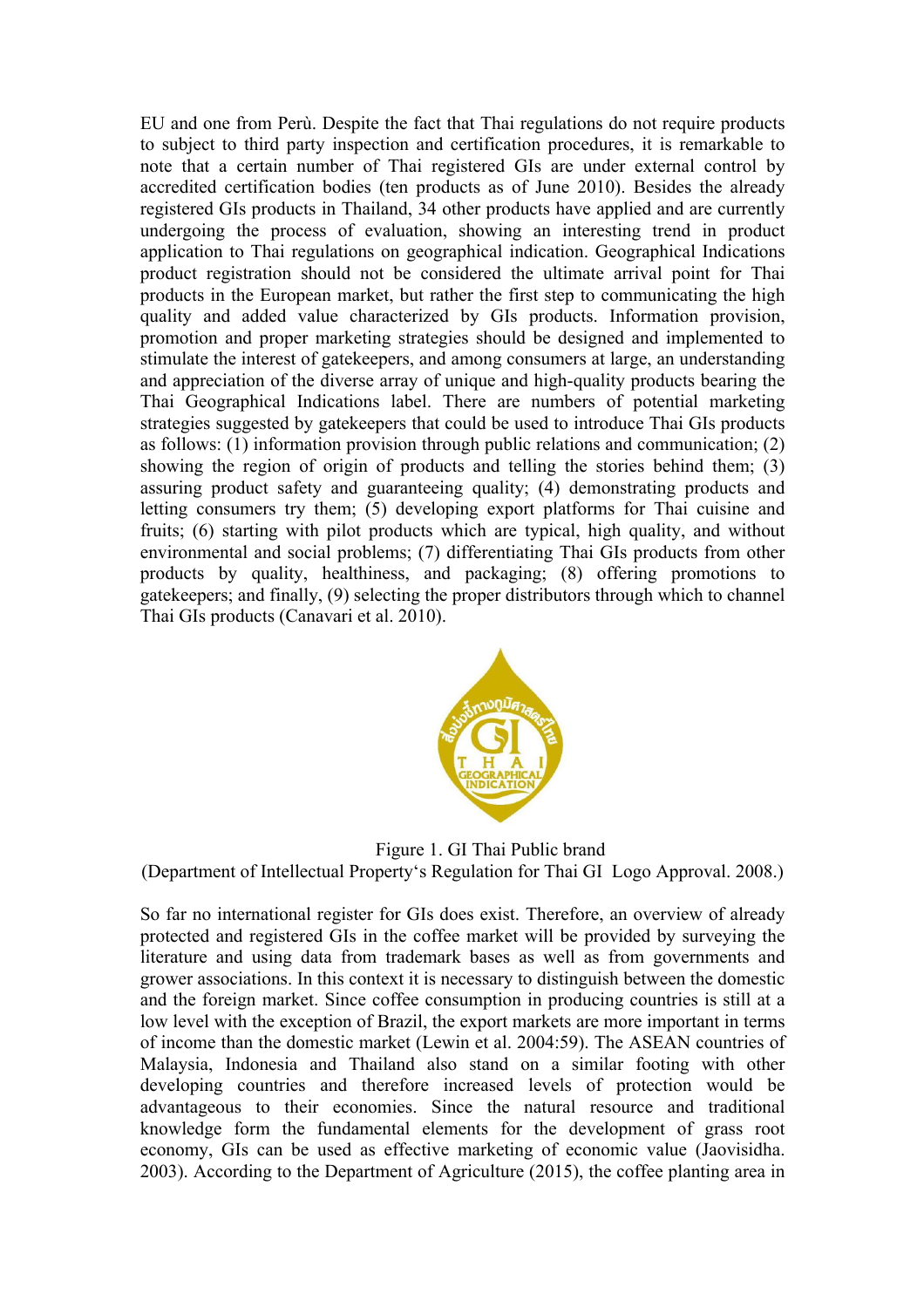EU and one from Perù. Despite the fact that Thai regulations do not require products to subject to third party inspection and certification procedures, it is remarkable to note that a certain number of Thai registered GIs are under external control by accredited certification bodies (ten products as of June 2010). Besides the already registered GIs products in Thailand, 34 other products have applied and are currently undergoing the process of evaluation, showing an interesting trend in product application to Thai regulations on geographical indication. Geographical Indications product registration should not be considered the ultimate arrival point for Thai products in the European market, but rather the first step to communicating the high quality and added value characterized by GIs products. Information provision, promotion and proper marketing strategies should be designed and implemented to stimulate the interest of gatekeepers, and among consumers at large, an understanding and appreciation of the diverse array of unique and high-quality products bearing the Thai Geographical Indications label. There are numbers of potential marketing strategies suggested by gatekeepers that could be used to introduce Thai GIs products as follows: (1) information provision through public relations and communication; (2) showing the region of origin of products and telling the stories behind them; (3) assuring product safety and guaranteeing quality; (4) demonstrating products and letting consumers try them; (5) developing export platforms for Thai cuisine and fruits; (6) starting with pilot products which are typical, high quality, and without environmental and social problems; (7) differentiating Thai GIs products from other products by quality, healthiness, and packaging; (8) offering promotions to gatekeepers; and finally, (9) selecting the proper distributors through which to channel Thai GIs products (Canavari et al. 2010).

Figure 1. GI Thai Public brand
(Department of Intellectual Property's Regulation for Thai GI Logo Approval. 2008.)

So far no international register for GIs does exist. Therefore, an overview of already protected and registered GIs in the coffee market will be provided by surveying the literature and using data from trademark bases as well as from governments and grower associations. In this context it is necessary to distinguish between the domestic and the foreign market. Since coffee consumption in producing countries is still at a low level with the exception of Brazil, the export markets are more important in terms of income than the domestic market (Lewin et al. 2004:59). The ASEAN countries of Malaysia, Indonesia and Thailand also stand on a similar footing with other developing countries and therefore increased levels of protection would be advantageous to their economies. Since the natural resource and traditional knowledge form the fundamental elements for the development of grass root economy, GIs can be used as effective marketing of economic value (Jaovisidha. 2003). According to the Department of Agriculture (2015), the coffee planting area in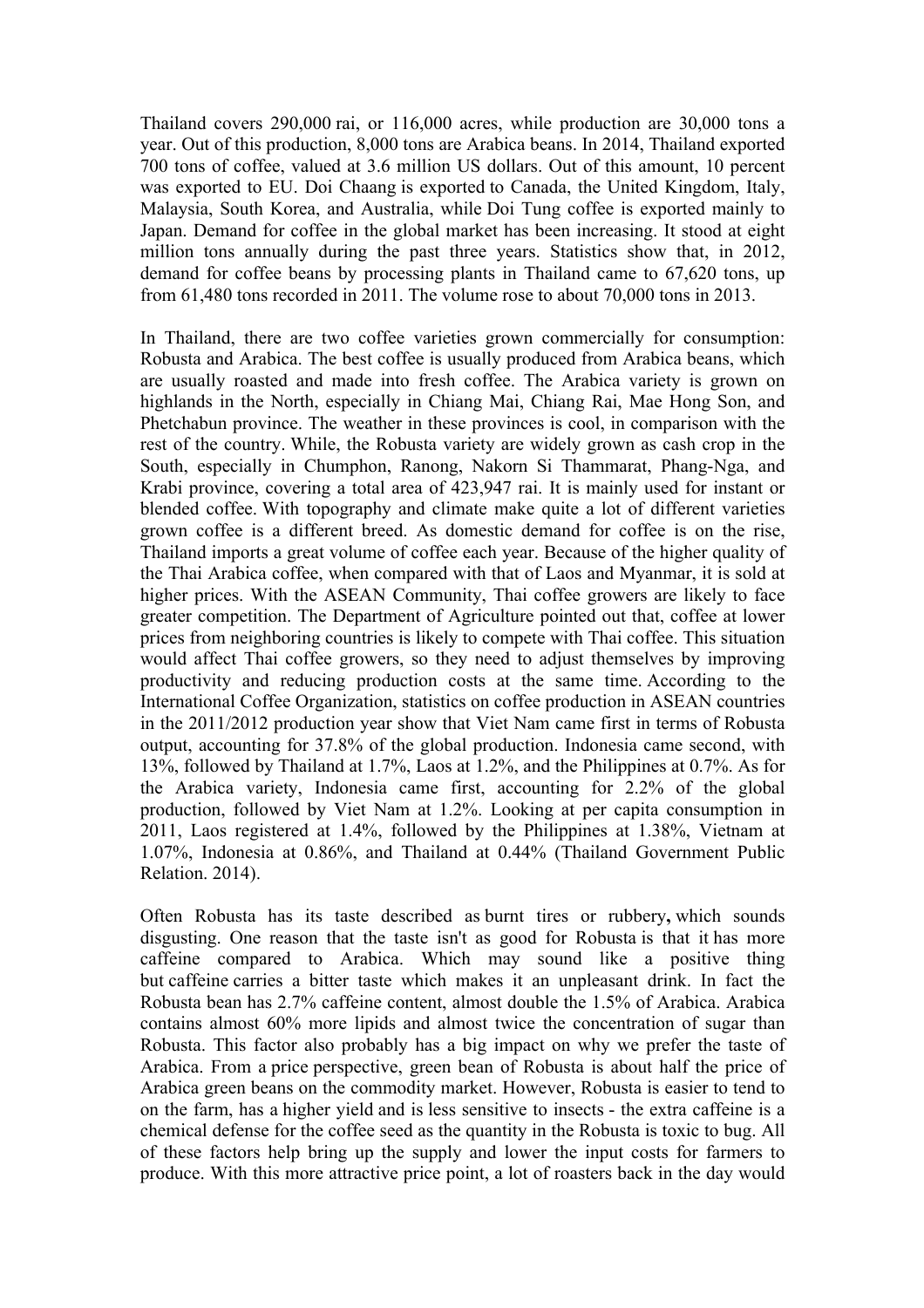Thailand covers 290,000 rai, or 116,000 acres, while production are 30,000 tons a year. Out of this production, 8,000 tons are Arabica beans. In 2014, Thailand exported 700 tons of coffee, valued at 3.6 million US dollars. Out of this amount, 10 percent was exported to EU. Doi Chaang is exported to Canada, the United Kingdom, Italy, Malaysia, South Korea, and Australia, while Doi Tung coffee is exported mainly to Japan. Demand for coffee in the global market has been increasing. It stood at eight million tons annually during the past three years. Statistics show that, in 2012, demand for coffee beans by processing plants in Thailand came to 67,620 tons, up from 61,480 tons recorded in 2011. The volume rose to about 70,000 tons in 2013.

In Thailand, there are two coffee varieties grown commercially for consumption: Robusta and Arabica. The best coffee is usually produced from Arabica beans, which are usually roasted and made into fresh coffee. The Arabica variety is grown on highlands in the North, especially in Chiang Mai, Chiang Rai, Mae Hong Son, and Phetchabun province. The weather in these provinces is cool, in comparison with the rest of the country. While, the Robusta variety are widely grown as cash crop in the South, especially in Chumphon, Ranong, Nakorn Si Thammarat, Phang-Nga, and Krabi province, covering a total area of 423,947 rai. It is mainly used for instant or blended coffee. With topography and climate make quite a lot of different varieties grown coffee is a different breed. As domestic demand for coffee is on the rise, Thailand imports a great volume of coffee each year. Because of the higher quality of the Thai Arabica coffee, when compared with that of Laos and Myanmar, it is sold at higher prices. With the ASEAN Community, Thai coffee growers are likely to face greater competition. The Department of Agriculture pointed out that, coffee at lower prices from neighboring countries is likely to compete with Thai coffee. This situation would affect Thai coffee growers, so they need to adjust themselves by improving productivity and reducing production costs at the same time. According to the International Coffee Organization, statistics on coffee production in ASEAN countries in the 2011/2012 production year show that Viet Nam came first in terms of Robusta output, accounting for 37.8% of the global production. Indonesia came second, with 13%, followed by Thailand at 1.7%, Laos at 1.2%, and the Philippines at 0.7%. As for the Arabica variety, Indonesia came first, accounting for 2.2% of the global production, followed by Viet Nam at 1.2%. Looking at per capita consumption in 2011, Laos registered at 1.4%, followed by the Philippines at 1.38%, Vietnam at 1.07%, Indonesia at 0.86%, and Thailand at 0.44% (Thailand Government Public Relation. 2014).

Often Robusta has its taste described as burnt tires or rubbery**,** which sounds disgusting. One reason that the taste isn't as good for Robusta is that it has more caffeine compared to Arabica. Which may sound like a positive thing but caffeine carries a bitter taste which makes it an unpleasant drink. In fact the Robusta bean has 2.7% caffeine content, almost double the 1.5% of Arabica. Arabica contains almost 60% more lipids and almost twice the concentration of sugar than Robusta. This factor also probably has a big impact on why we prefer the taste of Arabica. From a price perspective, green bean of Robusta is about half the price of Arabica green beans on the commodity market. However, Robusta is easier to tend to on the farm, has a higher yield and is less sensitive to insects - the extra caffeine is a chemical defense for the coffee seed as the quantity in the Robusta is toxic to bug. All of these factors help bring up the supply and lower the input costs for farmers to produce. With this more attractive price point, a lot of roasters back in the day would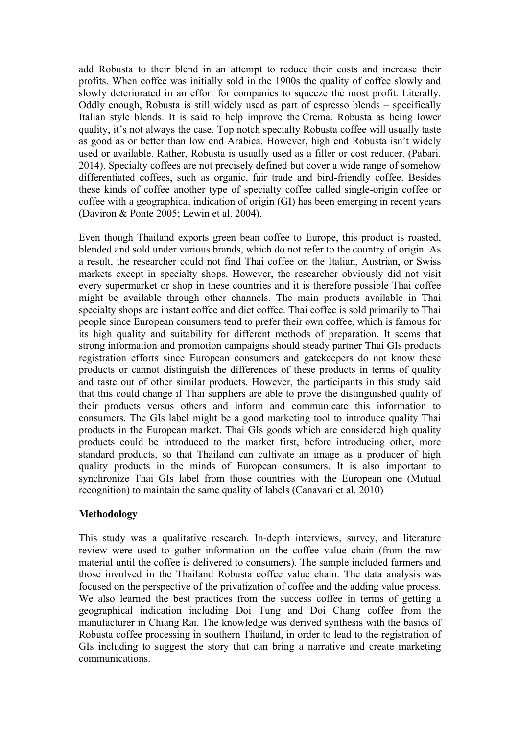add Robusta to their blend in an attempt to reduce their costs and increase their profits. When coffee was initially sold in the 1900s the quality of coffee slowly and slowly deteriorated in an effort for companies to squeeze the most profit. Literally. Oddly enough, Robusta is still widely used as part of espresso blends – specifically Italian style blends. It is said to help improve the Crema. Robusta as being lower quality, it's not always the case. Top notch specialty Robusta coffee will usually taste as good as or better than low end Arabica. However, high end Robusta isn't widely used or available. Rather, Robusta is usually used as a filler or cost reducer. (Pabari. 2014). Specialty coffees are not precisely defined but cover a wide range of somehow differentiated coffees, such as organic, fair trade and bird-friendly coffee. Besides these kinds of coffee another type of specialty coffee called single-origin coffee or coffee with a geographical indication of origin (GI) has been emerging in recent years (Daviron & Ponte 2005; Lewin et al. 2004).

Even though Thailand exports green bean coffee to Europe, this product is roasted, blended and sold under various brands, which do not refer to the country of origin. As a result, the researcher could not find Thai coffee on the Italian, Austrian, or Swiss markets except in specialty shops. However, the researcher obviously did not visit every supermarket or shop in these countries and it is therefore possible Thai coffee might be available through other channels. The main products available in Thai specialty shops are instant coffee and diet coffee. Thai coffee is sold primarily to Thai people since European consumers tend to prefer their own coffee, which is famous for its high quality and suitability for different methods of preparation. It seems that strong information and promotion campaigns should steady partner Thai GIs products registration efforts since European consumers and gatekeepers do not know these products or cannot distinguish the differences of these products in terms of quality and taste out of other similar products. However, the participants in this study said that this could change if Thai suppliers are able to prove the distinguished quality of their products versus others and inform and communicate this information to consumers. The GIs label might be a good marketing tool to introduce quality Thai products in the European market. Thai GIs goods which are considered high quality products could be introduced to the market first, before introducing other, more standard products, so that Thailand can cultivate an image as a producer of high quality products in the minds of European consumers. It is also important to synchronize Thai GIs label from those countries with the European one (Mutual recognition) to maintain the same quality of labels (Canavari et al. 2010)

**Methodology**

This study was a qualitative research. In-depth interviews, survey, and literature review were used to gather information on the coffee value chain (from the raw material until the coffee is delivered to consumers). The sample included farmers and those involved in the Thailand Robusta coffee value chain. The data analysis was focused on the perspective of the privatization of coffee and the adding value process. We also learned the best practices from the success coffee in terms of getting a geographical indication including Doi Tung and Doi Chang coffee from the manufacturer in Chiang Rai. The knowledge was derived synthesis with the basics of Robusta coffee processing in southern Thailand, in order to lead to the registration of GIs including to suggest the story that can bring a narrative and create marketing communications.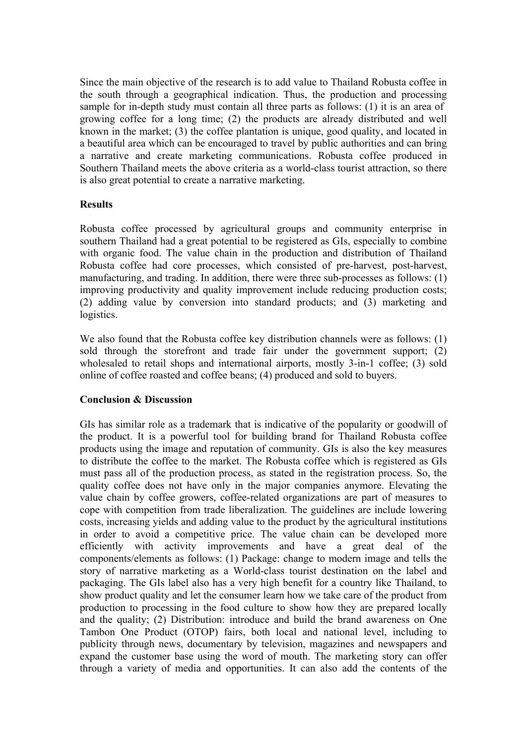Since the main objective of the research is to add value to Thailand Robusta coffee in the south through a geographical indication. Thus, the production and processing sample for in-depth study must contain all three parts as follows: (1) it is an area of growing coffee for a long time; (2) the products are already distributed and well known in the market; (3) the coffee plantation is unique, good quality, and located in a beautiful area which can be encouraged to travel by public authorities and can bring a narrative and create marketing communications. Robusta coffee produced in Southern Thailand meets the above criteria as a world-class tourist attraction, so there is also great potential to create a narrative marketing.

**Results**

Robusta coffee processed by agricultural groups and community enterprise in southern Thailand had a great potential to be registered as GIs, especially to combine with organic food. The value chain in the production and distribution of Thailand Robusta coffee had core processes, which consisted of pre-harvest, post-harvest, manufacturing, and trading. In addition, there were three sub-processes as follows: (1) improving productivity and quality improvement include reducing production costs; (2) adding value by conversion into standard products; and (3) marketing and logistics.

We also found that the Robusta coffee key distribution channels were as follows: (1) sold through the storefront and trade fair under the government support; (2) wholesaled to retail shops and international airports, mostly 3-in-1 coffee; (3) sold online of coffee roasted and coffee beans; (4) produced and sold to buyers.

**Conclusion & Discussion**

GIs has similar role as a trademark that is indicative of the popularity or goodwill of the product. It is a powerful tool for building brand for Thailand Robusta coffee products using the image and reputation of community. GIs is also the key measures to distribute the coffee to the market. The Robusta coffee which is registered as GIs must pass all of the production process, as stated in the registration process. So, the quality coffee does not have only in the major companies anymore. Elevating the value chain by coffee growers, coffee-related organizations are part of measures to cope with competition from trade liberalization. The guidelines are include lowering costs, increasing yields and adding value to the product by the agricultural institutions in order to avoid a competitive price. The value chain can be developed more efficiently with activity improvements and have a great deal of the components/elements as follows: (1) Package: change to modern image and tells the story of narrative marketing as a World-class tourist destination on the label and packaging. The GIs label also has a very high benefit for a country like Thailand, to show product quality and let the consumer learn how we take care of the product from production to processing in the food culture to show how they are prepared locally and the quality; (2) Distribution: introduce and build the brand awareness on One Tambon One Product (OTOP) fairs, both local and national level, including to publicity through news, documentary by television, magazines and newspapers and expand the customer base using the word of mouth. The marketing story can offer through a variety of media and opportunities. It can also add the contents of the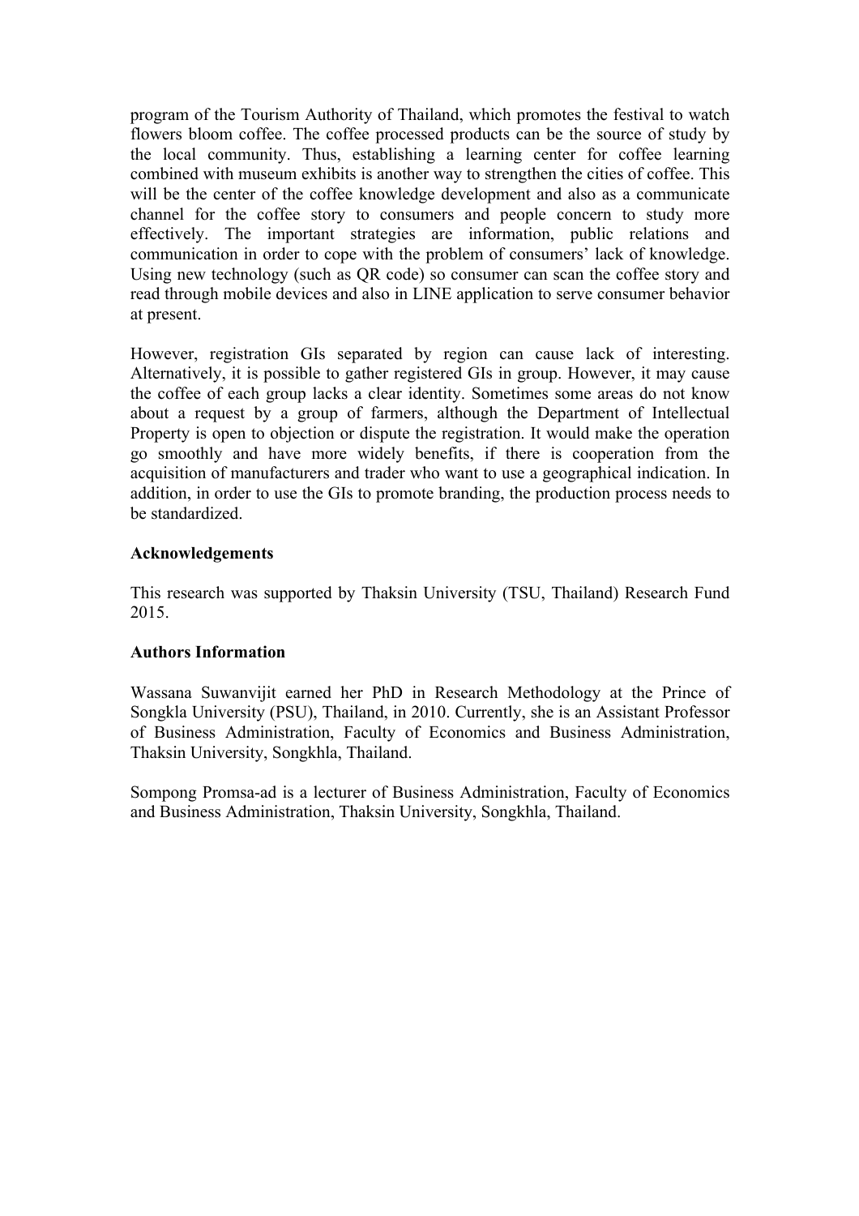program of the Tourism Authority of Thailand, which promotes the festival to watch flowers bloom coffee. The coffee processed products can be the source of study by the local community. Thus, establishing a learning center for coffee learning combined with museum exhibits is another way to strengthen the cities of coffee. This will be the center of the coffee knowledge development and also as a communicate channel for the coffee story to consumers and people concern to study more effectively. The important strategies are information, public relations and communication in order to cope with the problem of consumers' lack of knowledge. Using new technology (such as QR code) so consumer can scan the coffee story and read through mobile devices and also in LINE application to serve consumer behavior at present.

However, registration GIs separated by region can cause lack of interesting. Alternatively, it is possible to gather registered GIs in group. However, it may cause the coffee of each group lacks a clear identity. Sometimes some areas do not know about a request by a group of farmers, although the Department of Intellectual Property is open to objection or dispute the registration. It would make the operation go smoothly and have more widely benefits, if there is cooperation from the acquisition of manufacturers and trader who want to use a geographical indication. In addition, in order to use the GIs to promote branding, the production process needs to be standardized.

**Acknowledgements**

This research was supported by Thaksin University (TSU, Thailand) Research Fund 2015.

**Authors Information**

Wassana Suwanvijit earned her PhD in Research Methodology at the Prince of Songkla University (PSU), Thailand, in 2010. Currently, she is an Assistant Professor of Business Administration, Faculty of Economics and Business Administration, Thaksin University, Songkhla, Thailand.

Sompong Promsa-ad is a lecturer of Business Administration, Faculty of Economics and Business Administration, Thaksin University, Songkhla, Thailand.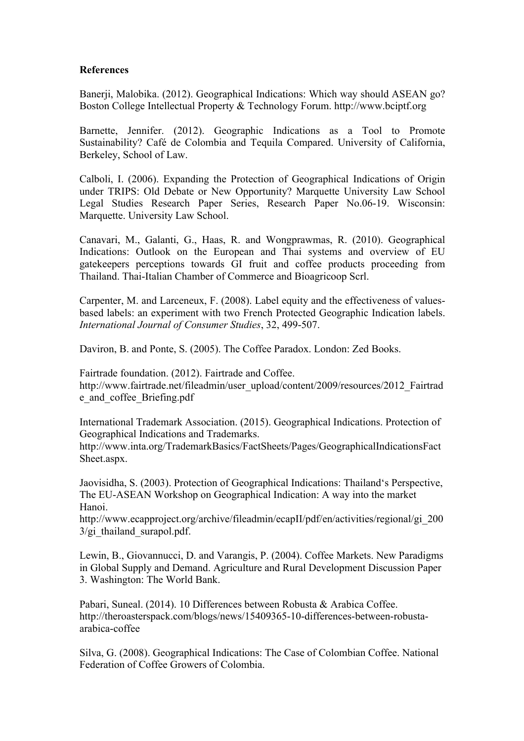**References**

Banerji, Malobika. (2012). Geographical Indications: Which way should ASEAN go? Boston College Intellectual Property & Technology Forum. http://www.bciptf.org

Barnette, Jennifer. (2012). Geographic Indications as a Tool to Promote Sustainability? Café de Colombia and Tequila Compared. University of California, Berkeley, School of Law.

Calboli, I. (2006). Expanding the Protection of Geographical Indications of Origin under TRIPS: Old Debate or New Opportunity? Marquette University Law School Legal Studies Research Paper Series, Research Paper No.06-19. Wisconsin: Marquette. University Law School.

Canavari, M., Galanti, G., Haas, R. and Wongprawmas, R. (2010). Geographical Indications: Outlook on the European and Thai systems and overview of EU gatekeepers perceptions towards GI fruit and coffee products proceeding from Thailand. Thai-Italian Chamber of Commerce and Bioagricoop Scrl.

Carpenter, M. and Larceneux, F. (2008). Label equity and the effectiveness of values-based labels: an experiment with two French Protected Geographic Indication labels. *International Journal of Consumer Studies*, 32, 499-507.

Daviron, B. and Ponte, S. (2005). The Coffee Paradox. London: Zed Books.

Fairtrade foundation. (2012). Fairtrade and Coffee. http://www.fairtrade.net/fileadmin/user_upload/content/2009/resources/2012_Fairtrade_and_coffee_Briefing.pdf

International Trademark Association. (2015). Geographical Indications. Protection of Geographical Indications and Trademarks. http://www.inta.org/TrademarkBasics/FactSheets/Pages/GeographicalIndicationsFactSheet.aspx.

Jaovisidha, S. (2003). Protection of Geographical Indications: Thailand's Perspective, The EU-ASEAN Workshop on Geographical Indication: A way into the market Hanoi. http://www.ecapproject.org/archive/fileadmin/ecapII/pdf/en/activities/regional/gi_2003/gi_thailand_surapol.pdf.

Lewin, B., Giovannucci, D. and Varangis, P. (2004). Coffee Markets. New Paradigms in Global Supply and Demand. Agriculture and Rural Development Discussion Paper 3. Washington: The World Bank.

Pabari, Suneal. (2014). 10 Differences between Robusta & Arabica Coffee. http://theroasterspack.com/blogs/news/15409365-10-differences-between-robusta-arabica-coffee

Silva, G. (2008). Geographical Indications: The Case of Colombian Coffee. National Federation of Coffee Growers of Colombia.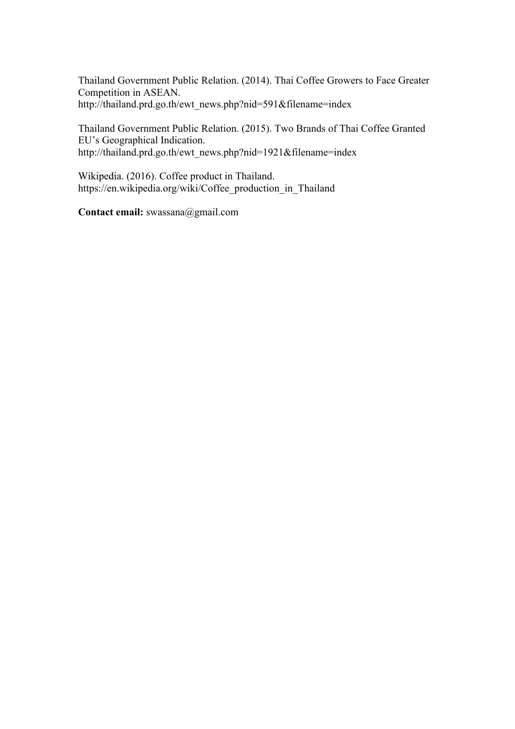Thailand Government Public Relation. (2014). Thai Coffee Growers to Face Greater Competition in ASEAN. http://thailand.prd.go.th/ewt_news.php?nid=591&filename=index

Thailand Government Public Relation. (2015). Two Brands of Thai Coffee Granted EU's Geographical Indication. http://thailand.prd.go.th/ewt_news.php?nid=1921&filename=index

Wikipedia. (2016). Coffee product in Thailand. https://en.wikipedia.org/wiki/Coffee_production_in_Thailand

**Contact email:** swassana@gmail.com